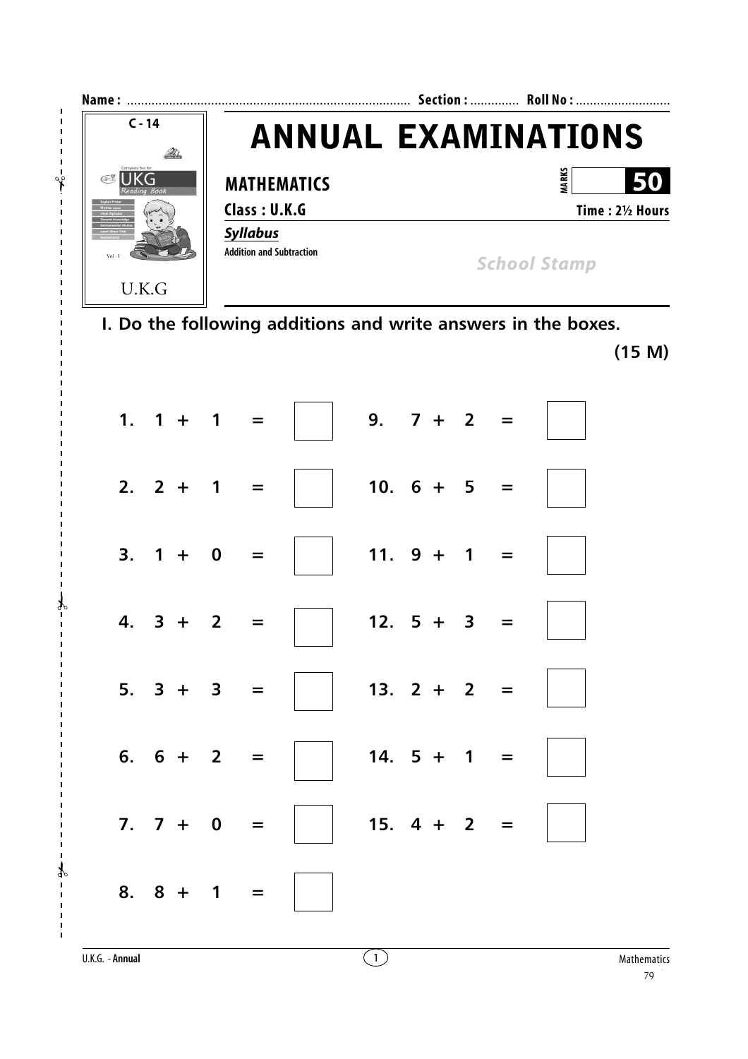**Name :** ................................................................................ **Section :** ............. **Roll No :** ...........................

C - 14

UKG Reading Book

U.K.G

# ANNUAL EXAMINATIONS

**MATHEMATICS**

**MARKS** | **50**

**Class : U.K.G**

**Time : 2½ Hours**

***Syllabus***

**Addition and Subtraction**

*School Stamp*

## I. Do the following additions and write answers in the boxes.

**(15 M)**

1. $1 + 1 =$ ☐
2. $2 + 1 =$ ☐
3. $1 + 0 =$ ☐
4. $3 + 2 =$ ☐
5. $3 + 3 =$ ☐
6. $6 + 2 =$ ☐
7. $7 + 0 =$ ☐
8. $8 + 1 =$ ☐
9. $7 + 2 =$ ☐
10. $6 + 5 =$ ☐
11. $9 + 1 =$ ☐
12. $5 + 3 =$ ☐
13. $2 + 2 =$ ☐
14. $5 + 1 =$ ☐
15. $4 + 2 =$ ☐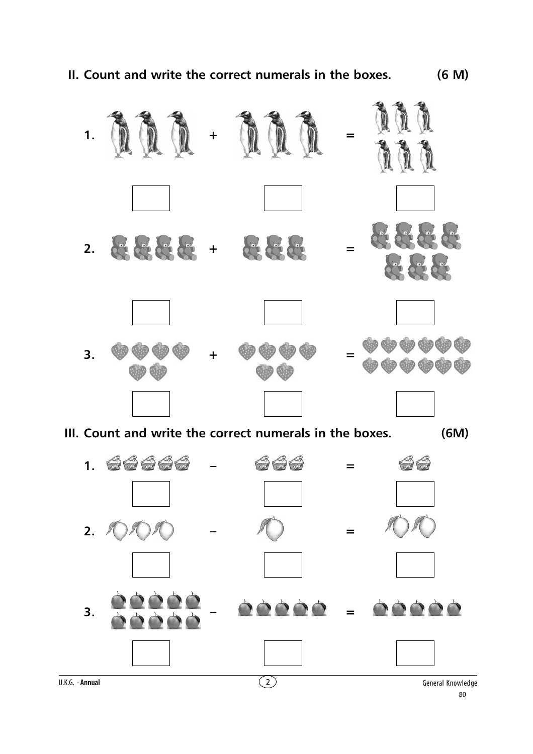## II. Count and write the correct numerals in the boxes. (6 M)

1. + =

2. + =

3. + =

## III. Count and write the correct numerals in the boxes. (6M)

1. – =

2. – =

3. – =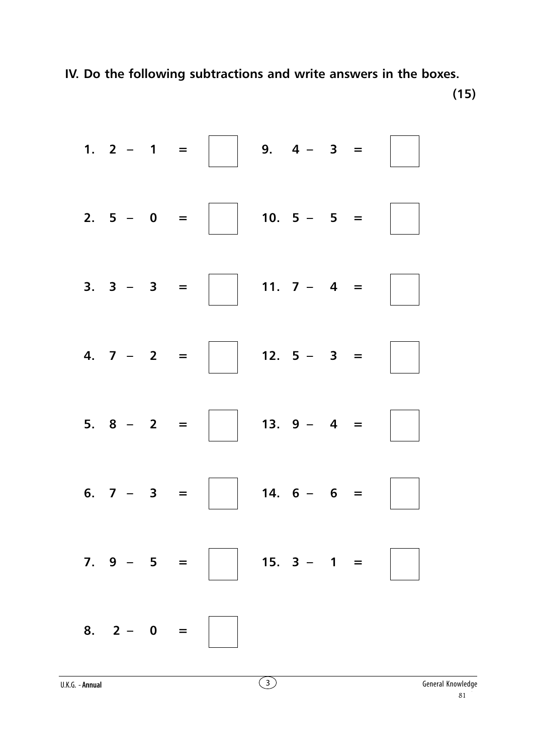**IV. Do the following subtractions and write answers in the boxes.** **(15)**

1. $2 - 1 =$ ☐
2. $5 - 0 =$ ☐
3. $3 - 3 =$ ☐
4. $7 - 2 =$ ☐
5. $8 - 2 =$ ☐
6. $7 - 3 =$ ☐
7. $9 - 5 =$ ☐
8. $2 - 0 =$ ☐
9. $4 - 3 =$ ☐
10. $5 - 5 =$ ☐
11. $7 - 4 =$ ☐
12. $5 - 3 =$ ☐
13. $9 - 4 =$ ☐
14. $6 - 6 =$ ☐
15. $3 - 1 =$ ☐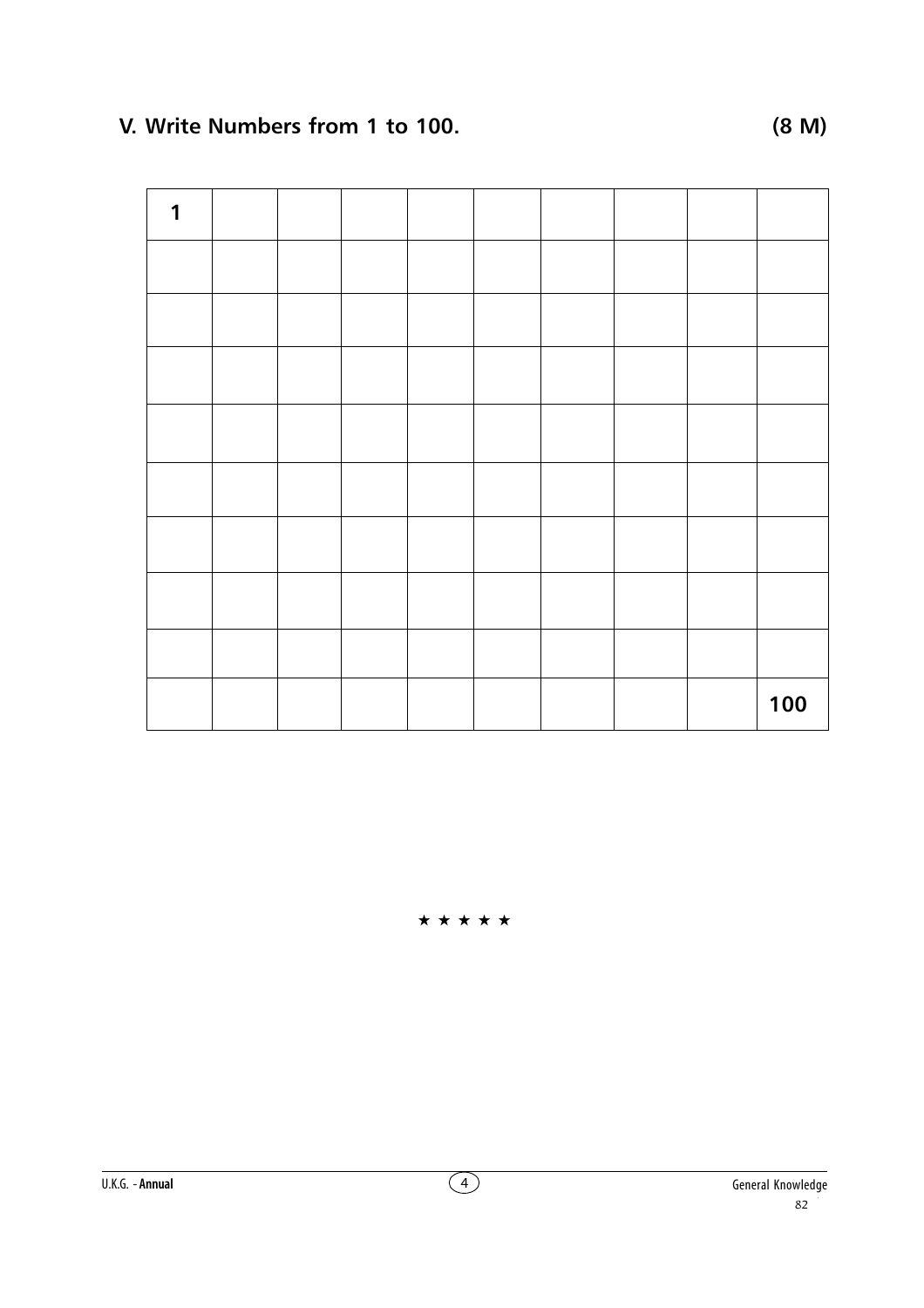## V. Write Numbers from 1 to 100. (8 M)

| | | | | | | | | | |
|---|---|---|---|---|---|---|---|---|---|
| 1 | | | | | | | | | |
| | | | | | | | | | |
| | | | | | | | | | |
| | | | | | | | | | |
| | | | | | | | | | |
| | | | | | | | | | |
| | | | | | | | | | |
| | | | | | | | | | |
| | | | | | | | | | |
| | | | | | | | | | 100 |

★ ★ ★ ★ ★